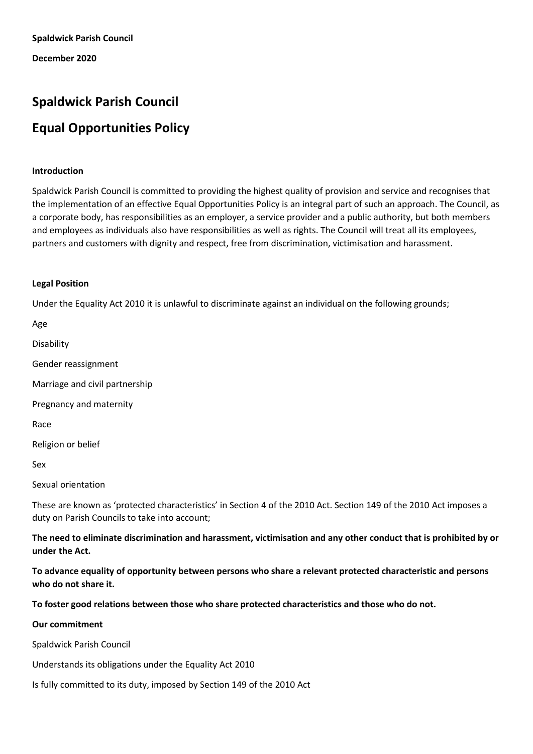**Spaldwick Parish Council**

**December 2020**

# Spaldwick Parish Council

# Equal Opportunities Policy

**Introduction**

Spaldwick Parish Council is committed to providing the highest quality of provision and service and recognises that the implementation of an effective Equal Opportunities Policy is an integral part of such an approach. The Council, as a corporate body, has responsibilities as an employer, a service provider and a public authority, but both members and employees as individuals also have responsibilities as well as rights. The Council will treat all its employees, partners and customers with dignity and respect, free from discrimination, victimisation and harassment.

**Legal Position**

Under the Equality Act 2010 it is unlawful to discriminate against an individual on the following grounds;

Age

Disability

Gender reassignment

Marriage and civil partnership

Pregnancy and maternity

Race

Religion or belief

Sex

Sexual orientation

These are known as 'protected characteristics' in Section 4 of the 2010 Act. Section 149 of the 2010 Act imposes a duty on Parish Councils to take into account;

**The need to eliminate discrimination and harassment, victimisation and any other conduct that is prohibited by or under the Act.**

**To advance equality of opportunity between persons who share a relevant protected characteristic and persons who do not share it.**

**To foster good relations between those who share protected characteristics and those who do not.**

**Our commitment**

Spaldwick Parish Council

Understands its obligations under the Equality Act 2010

Is fully committed to its duty, imposed by Section 149 of the 2010 Act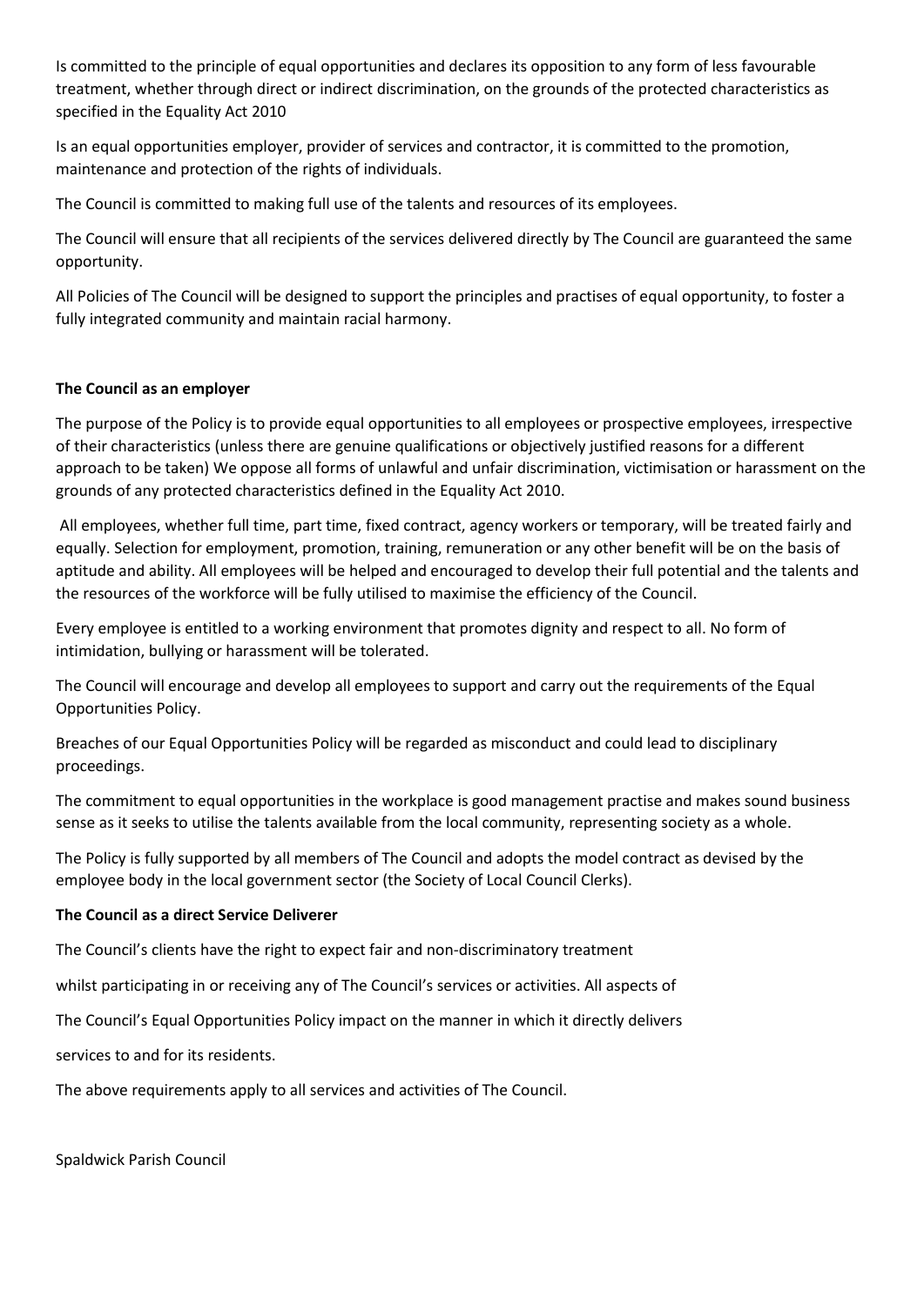Is committed to the principle of equal opportunities and declares its opposition to any form of less favourable treatment, whether through direct or indirect discrimination, on the grounds of the protected characteristics as specified in the Equality Act 2010

Is an equal opportunities employer, provider of services and contractor, it is committed to the promotion, maintenance and protection of the rights of individuals.

The Council is committed to making full use of the talents and resources of its employees.

The Council will ensure that all recipients of the services delivered directly by The Council are guaranteed the same opportunity.

All Policies of The Council will be designed to support the principles and practises of equal opportunity, to foster a fully integrated community and maintain racial harmony.

**The Council as an employer**

The purpose of the Policy is to provide equal opportunities to all employees or prospective employees, irrespective of their characteristics (unless there are genuine qualifications or objectively justified reasons for a different approach to be taken) We oppose all forms of unlawful and unfair discrimination, victimisation or harassment on the grounds of any protected characteristics defined in the Equality Act 2010.

All employees, whether full time, part time, fixed contract, agency workers or temporary, will be treated fairly and equally. Selection for employment, promotion, training, remuneration or any other benefit will be on the basis of aptitude and ability. All employees will be helped and encouraged to develop their full potential and the talents and the resources of the workforce will be fully utilised to maximise the efficiency of the Council.

Every employee is entitled to a working environment that promotes dignity and respect to all. No form of intimidation, bullying or harassment will be tolerated.

The Council will encourage and develop all employees to support and carry out the requirements of the Equal Opportunities Policy.

Breaches of our Equal Opportunities Policy will be regarded as misconduct and could lead to disciplinary proceedings.

The commitment to equal opportunities in the workplace is good management practise and makes sound business sense as it seeks to utilise the talents available from the local community, representing society as a whole.

The Policy is fully supported by all members of The Council and adopts the model contract as devised by the employee body in the local government sector (the Society of Local Council Clerks).

**The Council as a direct Service Deliverer**

The Council's clients have the right to expect fair and non-discriminatory treatment whilst participating in or receiving any of The Council's services or activities. All aspects of The Council's Equal Opportunities Policy impact on the manner in which it directly delivers services to and for its residents.

The above requirements apply to all services and activities of The Council.

Spaldwick Parish Council